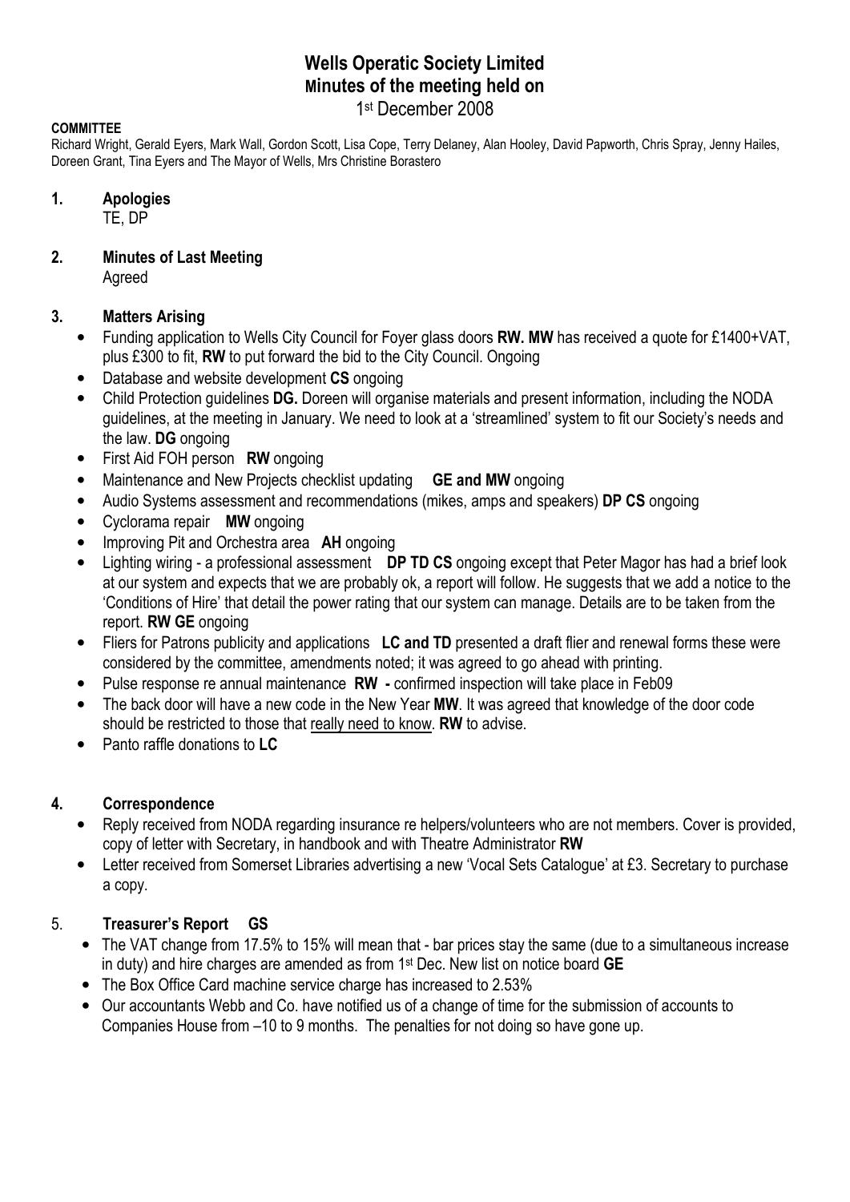# Wells Operatic Society Limited
## Minutes of the meeting held on
1st December 2008

**COMMITTEE**

Richard Wright, Gerald Eyers, Mark Wall, Gordon Scott, Lisa Cope, Terry Delaney, Alan Hooley, David Papworth, Chris Spray, Jenny Hailes, Doreen Grant, Tina Eyers and The Mayor of Wells, Mrs Christine Borastero

## 1. Apologies

TE, DP

## 2. Minutes of Last Meeting

Agreed

## 3. Matters Arising

- Funding application to Wells City Council for Foyer glass doors **RW. MW** has received a quote for £1400+VAT, plus £300 to fit, **RW** to put forward the bid to the City Council. Ongoing
- Database and website development **CS** ongoing
- Child Protection guidelines **DG.** Doreen will organise materials and present information, including the NODA guidelines, at the meeting in January. We need to look at a 'streamlined' system to fit our Society's needs and the law. **DG** ongoing
- First Aid FOH person **RW** ongoing
- Maintenance and New Projects checklist updating **GE and MW** ongoing
- Audio Systems assessment and recommendations (mikes, amps and speakers) **DP CS** ongoing
- Cyclorama repair **MW** ongoing
- Improving Pit and Orchestra area **AH** ongoing
- Lighting wiring - a professional assessment **DP TD CS** ongoing except that Peter Magor has had a brief look at our system and expects that we are probably ok, a report will follow. He suggests that we add a notice to the 'Conditions of Hire' that detail the power rating that our system can manage. Details are to be taken from the report. **RW GE** ongoing
- Fliers for Patrons publicity and applications **LC and TD** presented a draft flier and renewal forms these were considered by the committee, amendments noted; it was agreed to go ahead with printing.
- Pulse response re annual maintenance **RW -** confirmed inspection will take place in Feb09
- The back door will have a new code in the New Year **MW**. It was agreed that knowledge of the door code should be restricted to those that <u>really need to know</u>. **RW** to advise.
- Panto raffle donations to **LC**

## 4. Correspondence

- Reply received from NODA regarding insurance re helpers/volunteers who are not members. Cover is provided, copy of letter with Secretary, in handbook and with Theatre Administrator **RW**
- Letter received from Somerset Libraries advertising a new 'Vocal Sets Catalogue' at £3. Secretary to purchase a copy.

## 5. Treasurer's Report GS

- The VAT change from 17.5% to 15% will mean that - bar prices stay the same (due to a simultaneous increase in duty) and hire charges are amended as from 1st Dec. New list on notice board **GE**
- The Box Office Card machine service charge has increased to 2.53%
- Our accountants Webb and Co. have notified us of a change of time for the submission of accounts to Companies House from –10 to 9 months. The penalties for not doing so have gone up.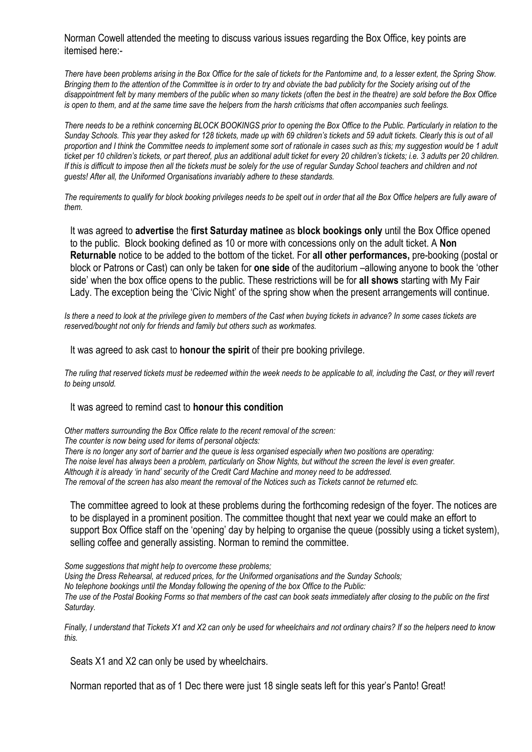Norman Cowell attended the meeting to discuss various issues regarding the Box Office, key points are itemised here:-

*There have been problems arising in the Box Office for the sale of tickets for the Pantomime and, to a lesser extent, the Spring Show. Bringing them to the attention of the Committee is in order to try and obviate the bad publicity for the Society arising out of the disappointment felt by many members of the public when so many tickets (often the best in the theatre) are sold before the Box Office is open to them, and at the same time save the helpers from the harsh criticisms that often accompanies such feelings.*

*There needs to be a rethink concerning BLOCK BOOKINGS prior to opening the Box Office to the Public. Particularly in relation to the Sunday Schools. This year they asked for 128 tickets, made up with 69 children's tickets and 59 adult tickets. Clearly this is out of all proportion and I think the Committee needs to implement some sort of rationale in cases such as this; my suggestion would be 1 adult ticket per 10 children's tickets, or part thereof, plus an additional adult ticket for every 20 children's tickets; i.e. 3 adults per 20 children. If this is difficult to impose then all the tickets must be solely for the use of regular Sunday School teachers and children and not guests! After all, the Uniformed Organisations invariably adhere to these standards.*

*The requirements to qualify for block booking privileges needs to be spelt out in order that all the Box Office helpers are fully aware of them.*

It was agreed to **advertise** the **first Saturday matinee** as **block bookings only** until the Box Office opened to the public. Block booking defined as 10 or more with concessions only on the adult ticket. A **Non Returnable** notice to be added to the bottom of the ticket. For **all other performances,** pre-booking (postal or block or Patrons or Cast) can only be taken for **one side** of the auditorium –allowing anyone to book the 'other side' when the box office opens to the public. These restrictions will be for **all shows** starting with My Fair Lady. The exception being the 'Civic Night' of the spring show when the present arrangements will continue.

*Is there a need to look at the privilege given to members of the Cast when buying tickets in advance? In some cases tickets are reserved/bought not only for friends and family but others such as workmates.*

It was agreed to ask cast to **honour the spirit** of their pre booking privilege.

*The ruling that reserved tickets must be redeemed within the week needs to be applicable to all, including the Cast, or they will revert to being unsold.*

It was agreed to remind cast to **honour this condition**

*Other matters surrounding the Box Office relate to the recent removal of the screen:*
*The counter is now being used for items of personal objects:*
*There is no longer any sort of barrier and the queue is less organised especially when two positions are operating:*
*The noise level has always been a problem, particularly on Show Nights, but without the screen the level is even greater.*
*Although it is already 'in hand' security of the Credit Card Machine and money need to be addressed.*
*The removal of the screen has also meant the removal of the Notices such as Tickets cannot be returned etc.*

The committee agreed to look at these problems during the forthcoming redesign of the foyer. The notices are to be displayed in a prominent position. The committee thought that next year we could make an effort to support Box Office staff on the 'opening' day by helping to organise the queue (possibly using a ticket system), selling coffee and generally assisting. Norman to remind the committee.

*Some suggestions that might help to overcome these problems;*
*Using the Dress Rehearsal, at reduced prices, for the Uniformed organisations and the Sunday Schools;*
*No telephone bookings until the Monday following the opening of the box Office to the Public:*
*The use of the Postal Booking Forms so that members of the cast can book seats immediately after closing to the public on the first Saturday.*

*Finally, I understand that Tickets X1 and X2 can only be used for wheelchairs and not ordinary chairs? If so the helpers need to know this.*

Seats X1 and X2 can only be used by wheelchairs.

Norman reported that as of 1 Dec there were just 18 single seats left for this year's Panto! Great!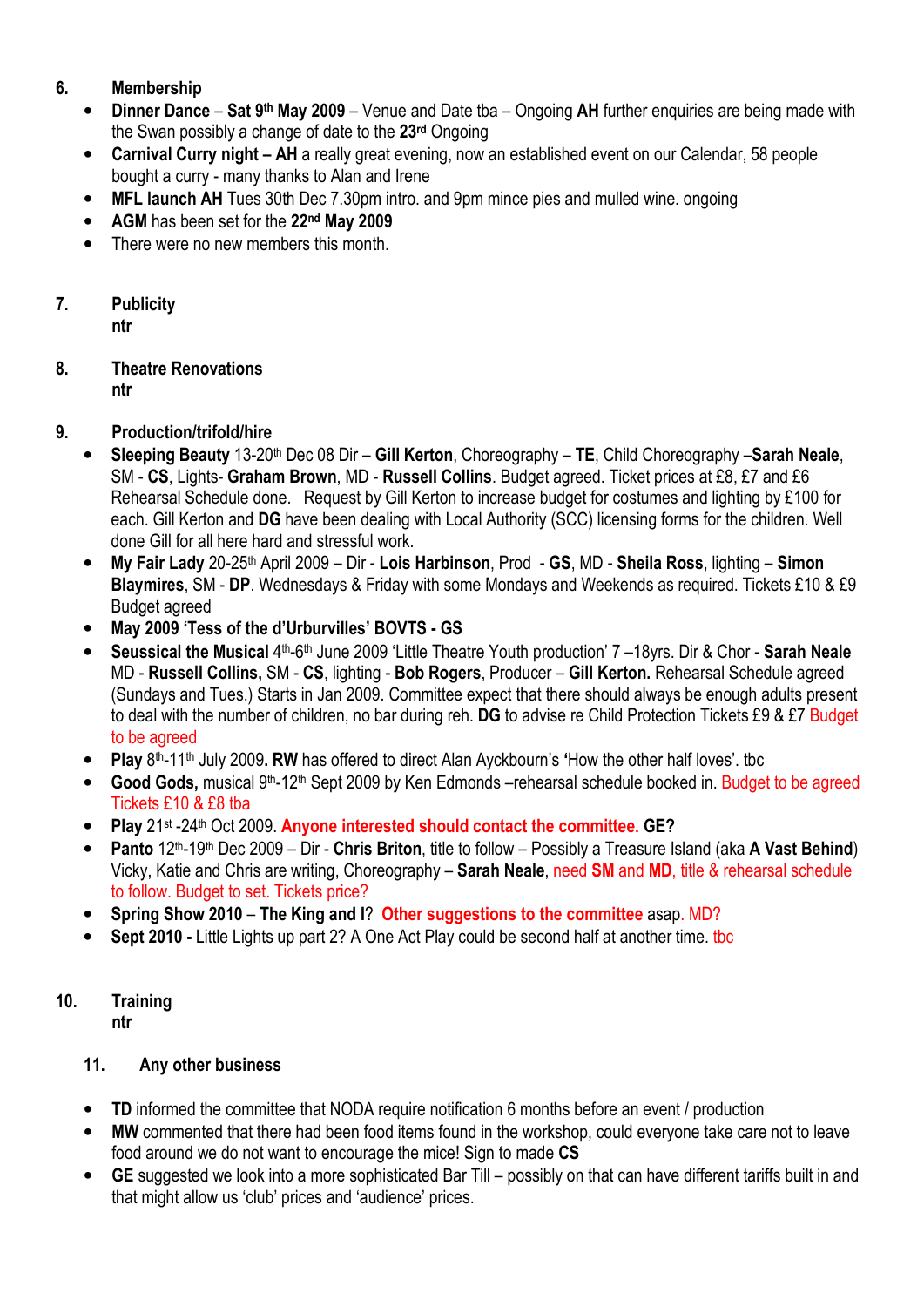## 6. Membership

- **Dinner Dance** – **Sat 9th May 2009** – Venue and Date tba – Ongoing **AH** further enquiries are being made with the Swan possibly a change of date to the **23rd** Ongoing
- **Carnival Curry night – AH** a really great evening, now an established event on our Calendar, 58 people bought a curry - many thanks to Alan and Irene
- **MFL launch AH** Tues 30th Dec 7.30pm intro. and 9pm mince pies and mulled wine. ongoing
- **AGM** has been set for the **22nd May 2009**
- There were no new members this month.

## 7. Publicity

**ntr**

## 8. Theatre Renovations

**ntr**

## 9. Production/trifold/hire

- **Sleeping Beauty** 13-20th Dec 08 Dir – **Gill Kerton**, Choreography – **TE**, Child Choreography –**Sarah Neale**, SM - **CS**, Lights- **Graham Brown**, MD - **Russell Collins**. Budget agreed. Ticket prices at £8, £7 and £6 Rehearsal Schedule done. Request by Gill Kerton to increase budget for costumes and lighting by £100 for each. Gill Kerton and **DG** have been dealing with Local Authority (SCC) licensing forms for the children. Well done Gill for all here hard and stressful work.
- **My Fair Lady** 20-25th April 2009 – Dir - **Lois Harbinson**, Prod - **GS**, MD - **Sheila Ross**, lighting – **Simon Blaymires**, SM - **DP**. Wednesdays & Friday with some Mondays and Weekends as required. Tickets £10 & £9 Budget agreed
- **May 2009 'Tess of the d'Urburvilles' BOVTS - GS**
- **Seussical the Musical** 4th-6th June 2009 'Little Theatre Youth production' 7 –18yrs. Dir & Chor - **Sarah Neale** MD - **Russell Collins,** SM - **CS**, lighting - **Bob Rogers**, Producer – **Gill Kerton.** Rehearsal Schedule agreed (Sundays and Tues.) Starts in Jan 2009. Committee expect that there should always be enough adults present to deal with the number of children, no bar during reh. **DG** to advise re Child Protection Tickets £9 & £7 Budget to be agreed
- **Play** 8th-11th July 2009**. RW** has offered to direct Alan Ayckbourn's **'**How the other half loves'. tbc
- **Good Gods,** musical 9th-12th Sept 2009 by Ken Edmonds –rehearsal schedule booked in. Budget to be agreed Tickets £10 & £8 tba
- **Play** 21st -24th Oct 2009. **Anyone interested should contact the committee. GE?**
- **Panto** 12th-19th Dec 2009 – Dir - **Chris Briton**, title to follow – Possibly a Treasure Island (aka **A Vast Behind**) Vicky, Katie and Chris are writing, Choreography – **Sarah Neale**, need **SM** and **MD**, title & rehearsal schedule to follow. Budget to set. Tickets price?
- **Spring Show 2010** – **The King and I**? **Other suggestions to the committee** asap. MD?
- **Sept 2010 -** Little Lights up part 2? A One Act Play could be second half at another time. tbc

## 10. Training

**ntr**

## 11. Any other business

- **TD** informed the committee that NODA require notification 6 months before an event / production
- **MW** commented that there had been food items found in the workshop, could everyone take care not to leave food around we do not want to encourage the mice! Sign to made **CS**
- **GE** suggested we look into a more sophisticated Bar Till – possibly on that can have different tariffs built in and that might allow us 'club' prices and 'audience' prices.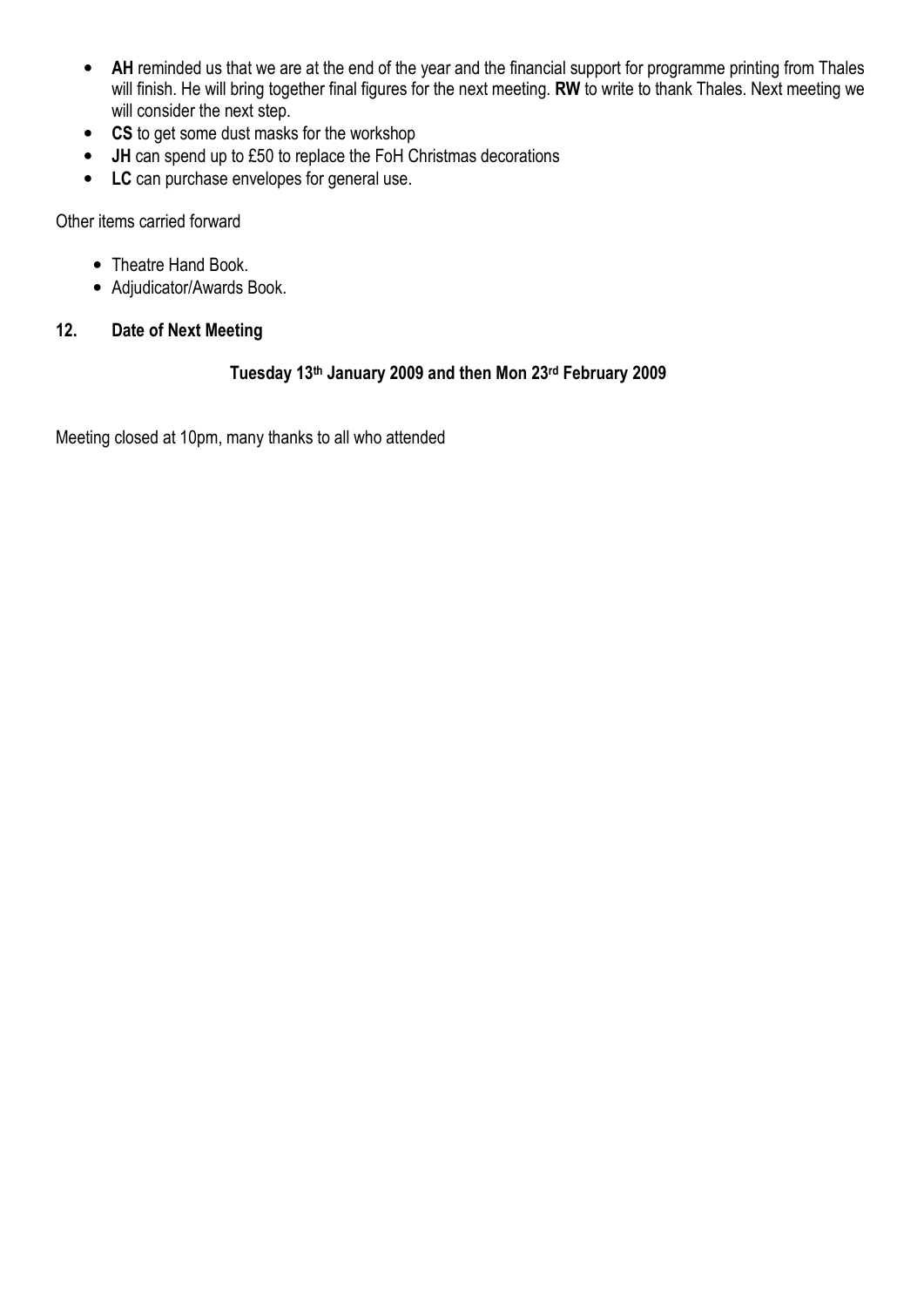- **AH** reminded us that we are at the end of the year and the financial support for programme printing from Thales will finish. He will bring together final figures for the next meeting. **RW** to write to thank Thales. Next meeting we will consider the next step.
- **CS** to get some dust masks for the workshop
- **JH** can spend up to £50 to replace the FoH Christmas decorations
- **LC** can purchase envelopes for general use.

Other items carried forward

- Theatre Hand Book.
- Adjudicator/Awards Book.

### 12. Date of Next Meeting

**Tuesday 13th January 2009 and then Mon 23rd February 2009**

Meeting closed at 10pm, many thanks to all who attended